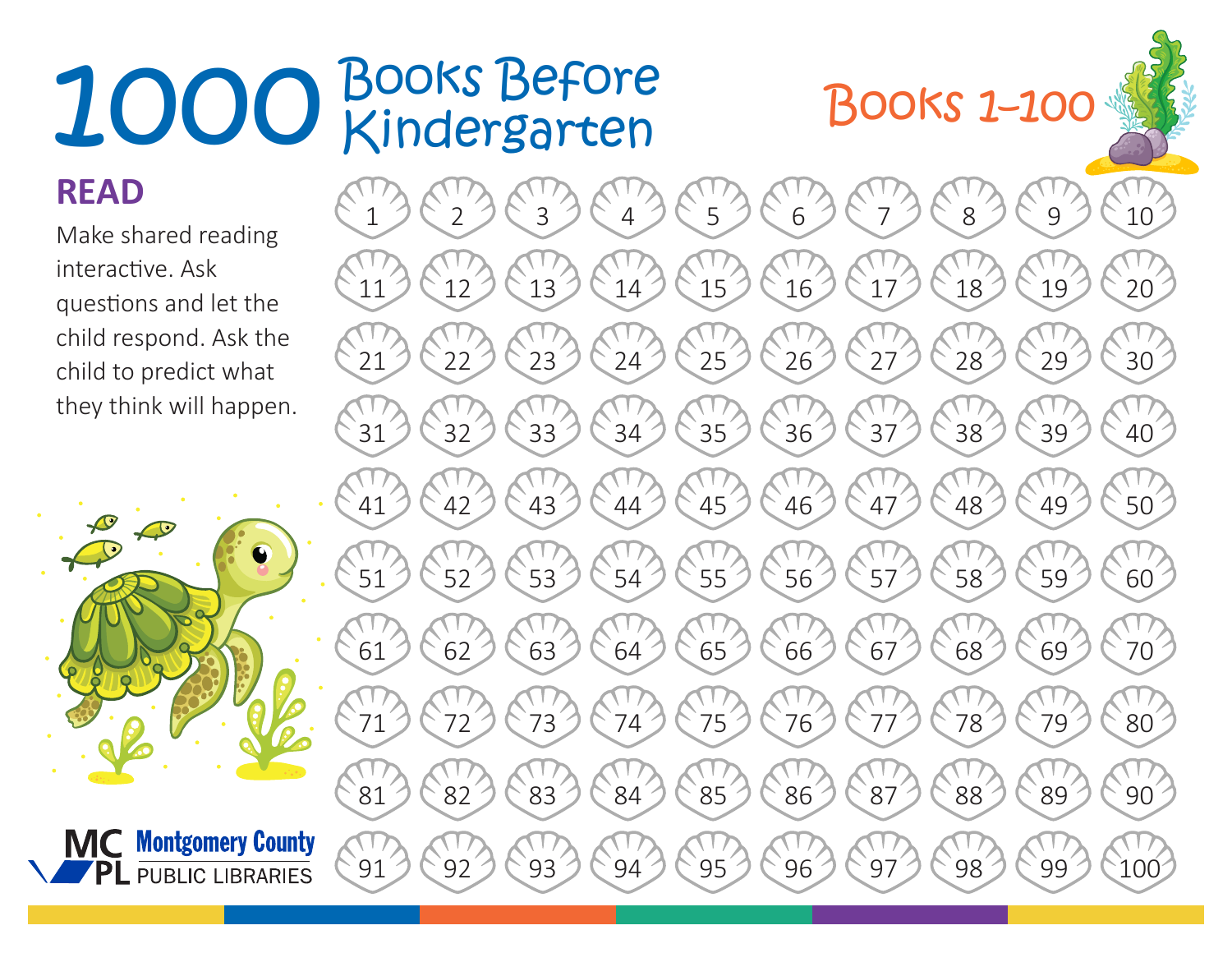# 1000 Books Before Kindergarten

## Books 1–100

### READ

Make shared reading interactive. Ask questions and let the child respond. Ask the child to predict what they think will happen.

| | | | | | | | | | |
|---|---|---|---|---|---|---|---|---|---|
| 1 | 2 | 3 | 4 | 5 | 6 | 7 | 8 | 9 | 10 |
| 11 | 12 | 13 | 14 | 15 | 16 | 17 | 18 | 19 | 20 |
| 21 | 22 | 23 | 24 | 25 | 26 | 27 | 28 | 29 | 30 |
| 31 | 32 | 33 | 34 | 35 | 36 | 37 | 38 | 39 | 40 |
| 41 | 42 | 43 | 44 | 45 | 46 | 47 | 48 | 49 | 50 |
| 51 | 52 | 53 | 54 | 55 | 56 | 57 | 58 | 59 | 60 |
| 61 | 62 | 63 | 64 | 65 | 66 | 67 | 68 | 69 | 70 |
| 71 | 72 | 73 | 74 | 75 | 76 | 77 | 78 | 79 | 80 |
| 81 | 82 | 83 | 84 | 85 | 86 | 87 | 88 | 89 | 90 |
| 91 | 92 | 93 | 94 | 95 | 96 | 97 | 98 | 99 | 100 |

MCPL Montgomery County PUBLIC LIBRARIES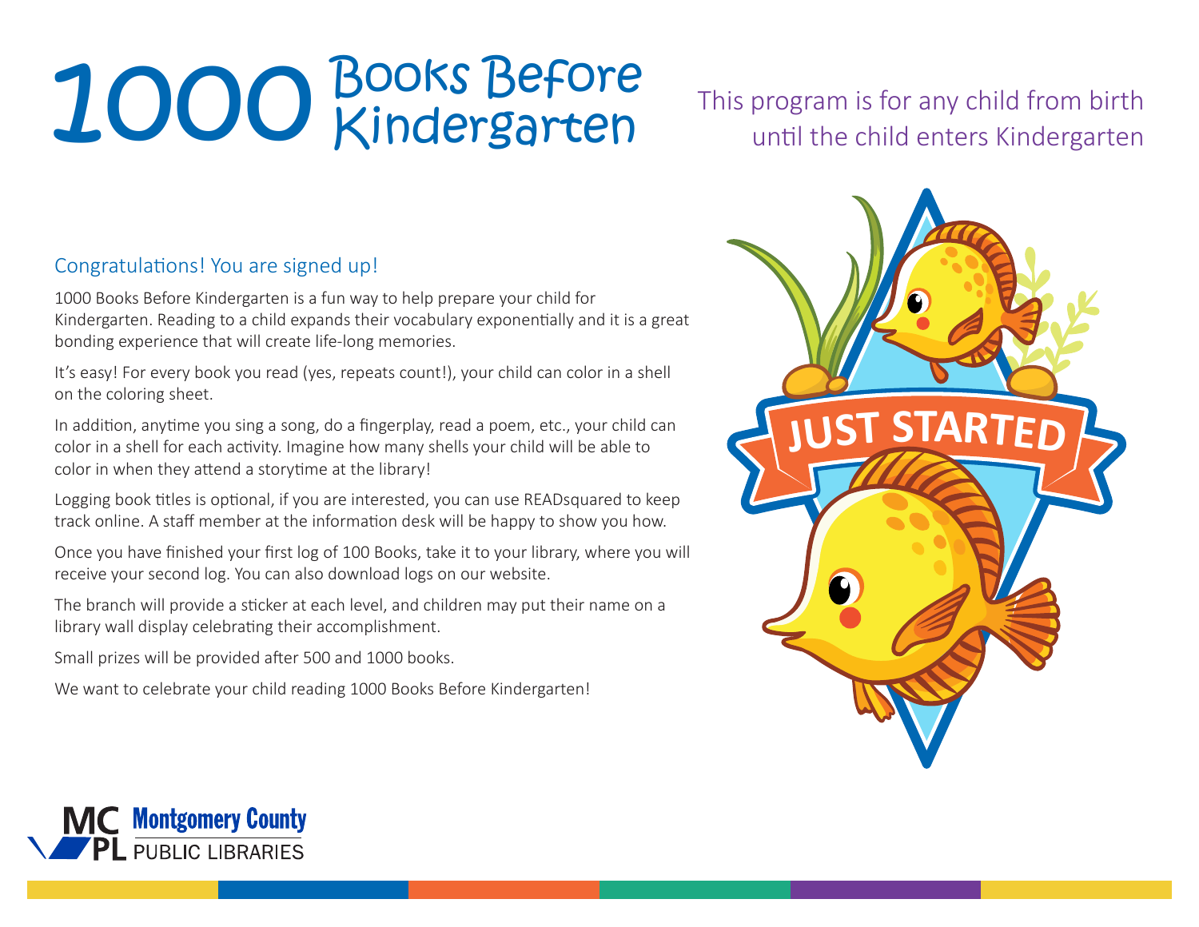# 1000 Books Before Kindergarten

This program is for any child from birth until the child enters Kindergarten

## Congratulations! You are signed up!

1000 Books Before Kindergarten is a fun way to help prepare your child for Kindergarten. Reading to a child expands their vocabulary exponentially and it is a great bonding experience that will create life-long memories.

It's easy! For every book you read (yes, repeats count!), your child can color in a shell on the coloring sheet.

In addition, anytime you sing a song, do a fingerplay, read a poem, etc., your child can color in a shell for each activity. Imagine how many shells your child will be able to color in when they attend a storytime at the library!

Logging book titles is optional, if you are interested, you can use READsquared to keep track online. A staff member at the information desk will be happy to show you how.

Once you have finished your first log of 100 Books, take it to your library, where you will receive your second log. You can also download logs on our website.

The branch will provide a sticker at each level, and children may put their name on a library wall display celebrating their accomplishment.

Small prizes will be provided after 500 and 1000 books.

We want to celebrate your child reading 1000 Books Before Kindergarten!

JUST STARTED

MCPL Montgomery County PUBLIC LIBRARIES